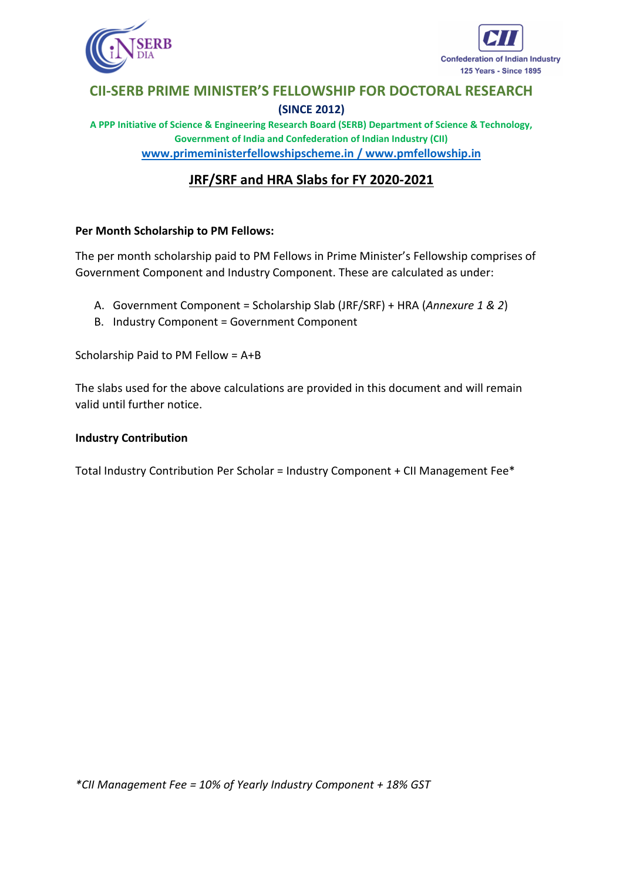# CII-SERB PRIME MINISTER'S FELLOWSHIP FOR DOCTORAL RESEARCH

**(SINCE 2012)**

**A PPP Initiative of Science & Engineering Research Board (SERB) Department of Science & Technology, Government of India and Confederation of Indian Industry (CII)**

**www.primeministerfellowshipscheme.in / www.pmfellowship.in**

## JRF/SRF and HRA Slabs for FY 2020-2021

**Per Month Scholarship to PM Fellows:**

The per month scholarship paid to PM Fellows in Prime Minister's Fellowship comprises of Government Component and Industry Component. These are calculated as under:

A. Government Component = Scholarship Slab (JRF/SRF) + HRA (*Annexure 1 & 2*)
B. Industry Component = Government Component

Scholarship Paid to PM Fellow = A+B

The slabs used for the above calculations are provided in this document and will remain valid until further notice.

**Industry Contribution**

Total Industry Contribution Per Scholar = Industry Component + CII Management Fee*

*\*CII Management Fee = 10% of Yearly Industry Component + 18% GST*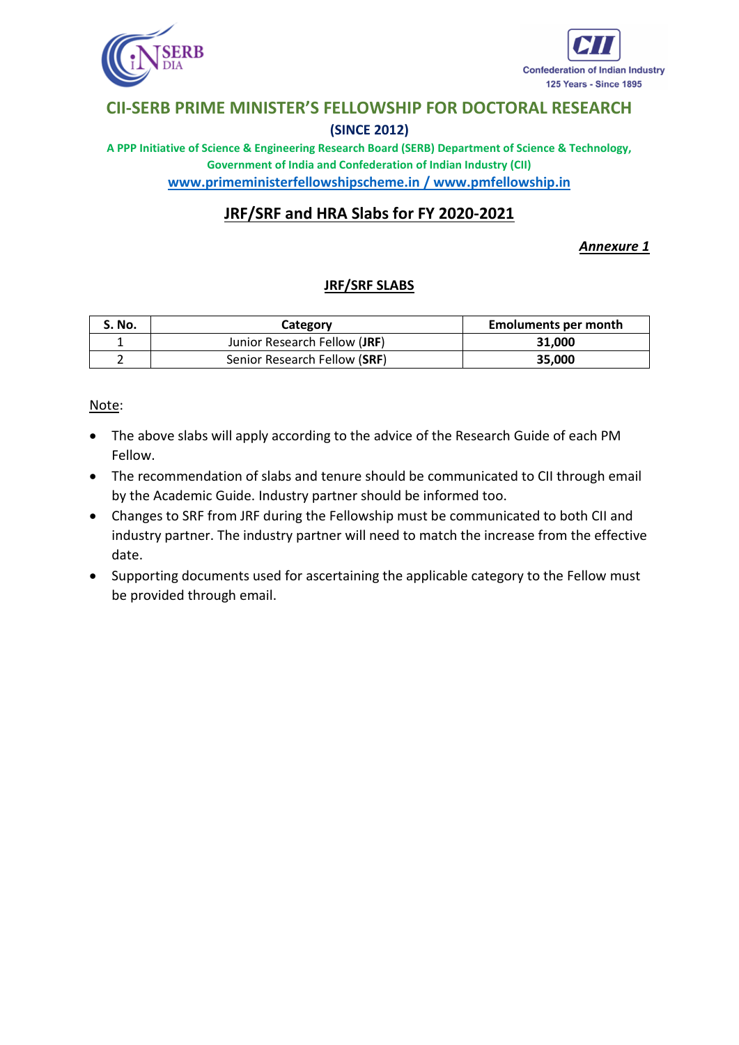## CII-SERB PRIME MINISTER'S FELLOWSHIP FOR DOCTORAL RESEARCH

**(SINCE 2012)**

**A PPP Initiative of Science & Engineering Research Board (SERB) Department of Science & Technology, Government of India and Confederation of Indian Industry (CII)**

**www.primeministerfellowshipscheme.in / www.pmfellowship.in**

## JRF/SRF and HRA Slabs for FY 2020-2021

***Annexure 1***

### JRF/SRF SLABS

| S. No. | Category | Emoluments per month |
|---|---|---|
| 1 | Junior Research Fellow (**JRF**) | **31,000** |
| 2 | Senior Research Fellow (**SRF**) | **35,000** |

Note:

- The above slabs will apply according to the advice of the Research Guide of each PM Fellow.
- The recommendation of slabs and tenure should be communicated to CII through email by the Academic Guide. Industry partner should be informed too.
- Changes to SRF from JRF during the Fellowship must be communicated to both CII and industry partner. The industry partner will need to match the increase from the effective date.
- Supporting documents used for ascertaining the applicable category to the Fellow must be provided through email.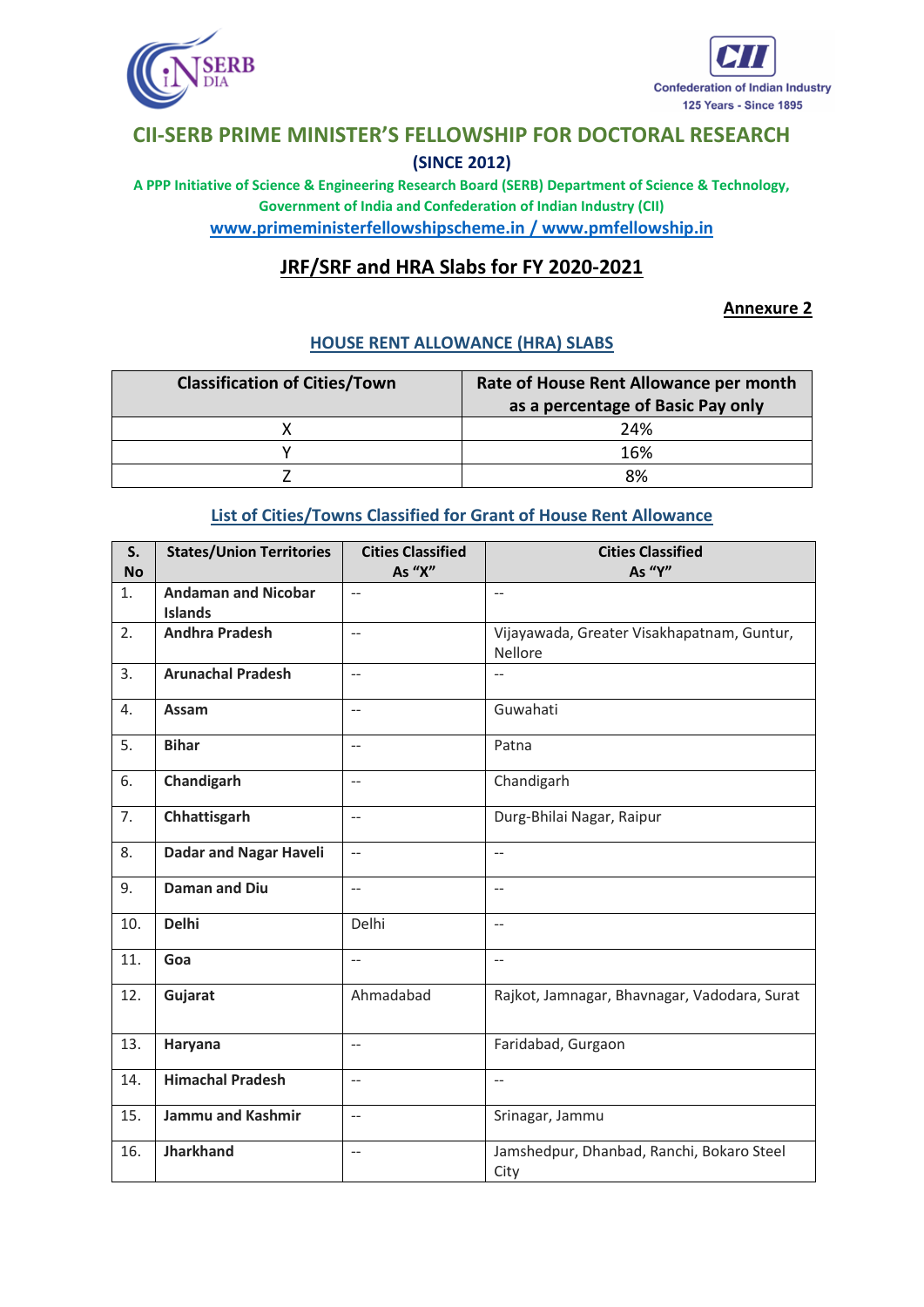## CII-SERB PRIME MINISTER'S FELLOWSHIP FOR DOCTORAL RESEARCH

**(SINCE 2012)**

**A PPP Initiative of Science & Engineering Research Board (SERB) Department of Science & Technology, Government of India and Confederation of Indian Industry (CII)**

www.primeministerfellowshipscheme.in / www.pmfellowship.in

## JRF/SRF and HRA Slabs for FY 2020-2021

**Annexure 2**

### HOUSE RENT ALLOWANCE (HRA) SLABS

| Classification of Cities/Town | Rate of House Rent Allowance per month as a percentage of Basic Pay only |
|---|---|
| X | 24% |
| Y | 16% |
| Z | 8% |

### List of Cities/Towns Classified for Grant of House Rent Allowance

| S. No | States/Union Territories | Cities Classified As "X" | Cities Classified As "Y" |
|---|---|---|---|
| 1. | **Andaman and Nicobar Islands** | -- | -- |
| 2. | **Andhra Pradesh** | -- | Vijayawada, Greater Visakhapatnam, Guntur, Nellore |
| 3. | **Arunachal Pradesh** | -- | -- |
| 4. | **Assam** | -- | Guwahati |
| 5. | **Bihar** | -- | Patna |
| 6. | **Chandigarh** | -- | Chandigarh |
| 7. | **Chhattisgarh** | -- | Durg-Bhilai Nagar, Raipur |
| 8. | **Dadar and Nagar Haveli** | -- | -- |
| 9. | **Daman and Diu** | -- | -- |
| 10. | **Delhi** | Delhi | -- |
| 11. | **Goa** | -- | -- |
| 12. | **Gujarat** | Ahmadabad | Rajkot, Jamnagar, Bhavnagar, Vadodara, Surat |
| 13. | **Haryana** | -- | Faridabad, Gurgaon |
| 14. | **Himachal Pradesh** | -- | -- |
| 15. | **Jammu and Kashmir** | -- | Srinagar, Jammu |
| 16. | **Jharkhand** | -- | Jamshedpur, Dhanbad, Ranchi, Bokaro Steel City |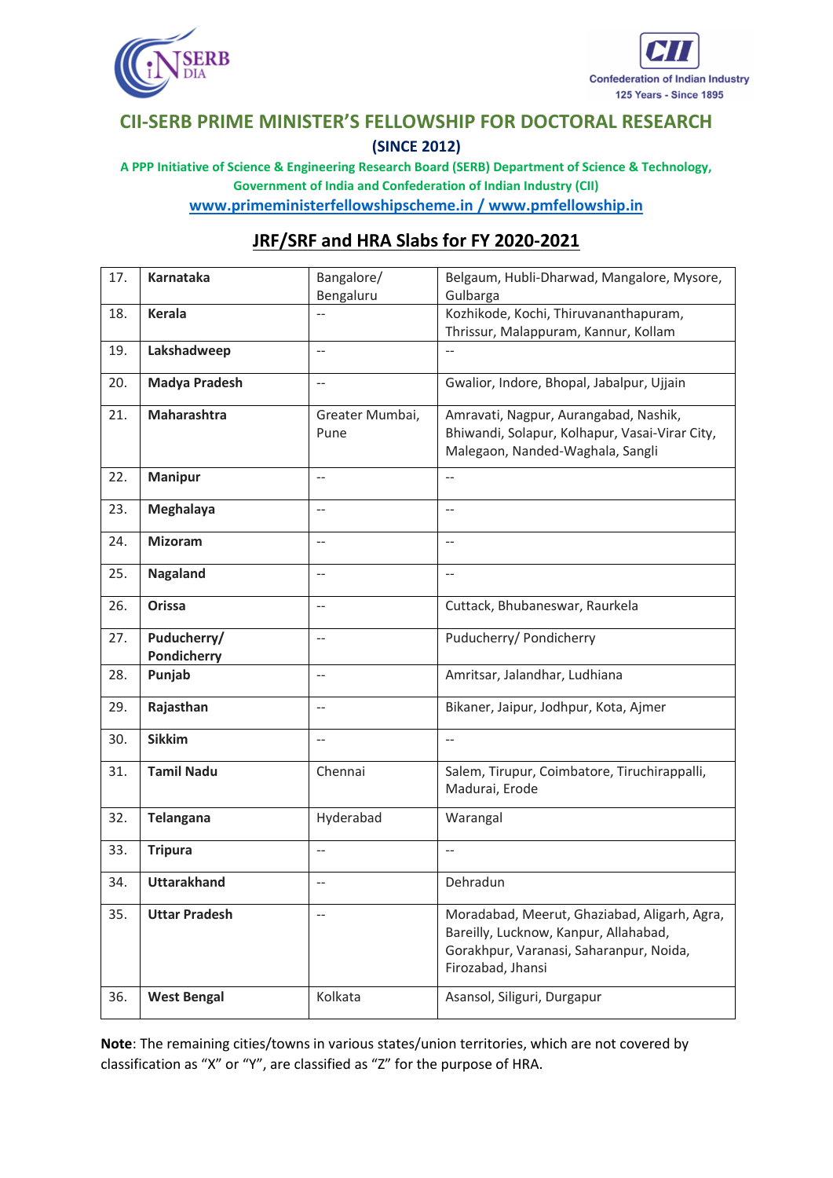## CII-SERB PRIME MINISTER'S FELLOWSHIP FOR DOCTORAL RESEARCH

**(SINCE 2012)**

**A PPP Initiative of Science & Engineering Research Board (SERB) Department of Science & Technology, Government of India and Confederation of Indian Industry (CII)**

www.primeministerfellowshipscheme.in / www.pmfellowship.in

## JRF/SRF and HRA Slabs for FY 2020-2021

| | | | |
|---|---|---|---|
| 17. | **Karnataka** | Bangalore/ Bengaluru | Belgaum, Hubli-Dharwad, Mangalore, Mysore, Gulbarga |
| 18. | **Kerala** | -- | Kozhikode, Kochi, Thiruvananthapuram, Thrissur, Malappuram, Kannur, Kollam |
| 19. | **Lakshadweep** | -- | -- |
| 20. | **Madya Pradesh** | -- | Gwalior, Indore, Bhopal, Jabalpur, Ujjain |
| 21. | **Maharashtra** | Greater Mumbai, Pune | Amravati, Nagpur, Aurangabad, Nashik, Bhiwandi, Solapur, Kolhapur, Vasai-Virar City, Malegaon, Nanded-Waghala, Sangli |
| 22. | **Manipur** | -- | -- |
| 23. | **Meghalaya** | -- | -- |
| 24. | **Mizoram** | -- | -- |
| 25. | **Nagaland** | -- | -- |
| 26. | **Orissa** | -- | Cuttack, Bhubaneswar, Raurkela |
| 27. | **Puducherry/ Pondicherry** | -- | Puducherry/ Pondicherry |
| 28. | **Punjab** | -- | Amritsar, Jalandhar, Ludhiana |
| 29. | **Rajasthan** | -- | Bikaner, Jaipur, Jodhpur, Kota, Ajmer |
| 30. | **Sikkim** | -- | -- |
| 31. | **Tamil Nadu** | Chennai | Salem, Tirupur, Coimbatore, Tiruchirappalli, Madurai, Erode |
| 32. | **Telangana** | Hyderabad | Warangal |
| 33. | **Tripura** | -- | -- |
| 34. | **Uttarakhand** | -- | Dehradun |
| 35. | **Uttar Pradesh** | -- | Moradabad, Meerut, Ghaziabad, Aligarh, Agra, Bareilly, Lucknow, Kanpur, Allahabad, Gorakhpur, Varanasi, Saharanpur, Noida, Firozabad, Jhansi |
| 36. | **West Bengal** | Kolkata | Asansol, Siliguri, Durgapur |

**Note**: The remaining cities/towns in various states/union territories, which are not covered by classification as "X" or "Y", are classified as "Z" for the purpose of HRA.